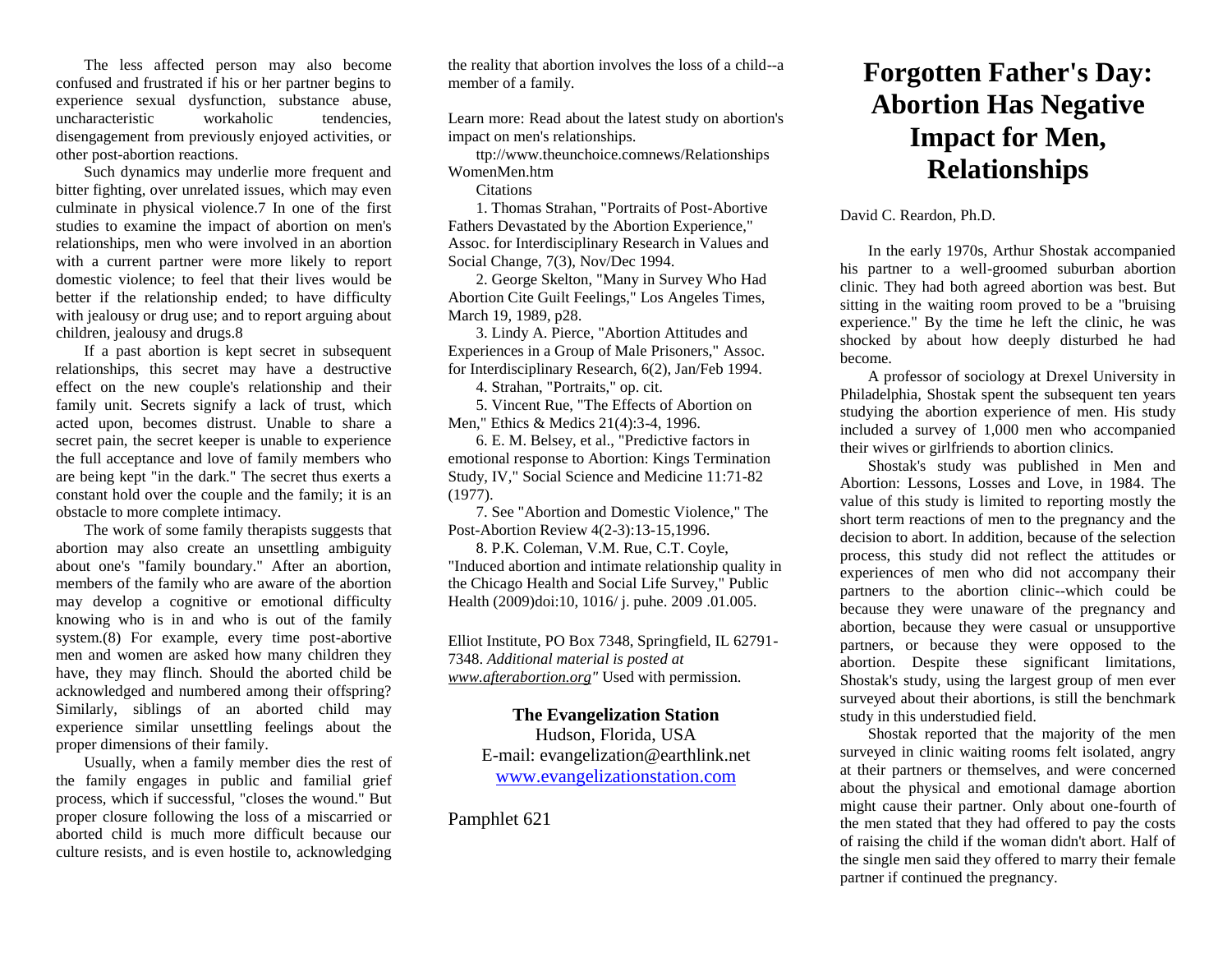The less affected person may also become confused and frustrated if his or her partner begins to experience sexual dysfunction, substance abuse, uncharacteristic workaholic tendencies, disengagement from previously enjoyed activities, or other post-abortion reactions.

Such dynamics may underlie more frequent and bitter fighting, over unrelated issues, which may even culminate in physical violence.7 In one of the first studies to examine the impact of abortion on men's relationships, men who were involved in an abortion with a current partner were more likely to report domestic violence; to feel that their lives would be better if the relationship ended; to have difficulty with jealousy or drug use; and to report arguing about children, jealousy and drugs.8

If a past abortion is kept secret in subsequent relationships, this secret may have a destructive effect on the new couple's relationship and their family unit. Secrets signify a lack of trust, which acted upon, becomes distrust. Unable to share a secret pain, the secret keeper is unable to experience the full acceptance and love of family members who are being kept "in the dark." The secret thus exerts a constant hold over the couple and the family; it is an obstacle to more complete intimacy.

The work of some family therapists suggests that abortion may also create an unsettling ambiguity about one's "family boundary." After an abortion, members of the family who are aware of the abortion may develop a cognitive or emotional difficulty knowing who is in and who is out of the family system.(8) For example, every time post-abortive men and women are asked how many children they have, they may flinch. Should the aborted child be acknowledged and numbered among their offspring? Similarly, siblings of an aborted child may experience similar unsettling feelings about the proper dimensions of their family.

Usually, when a family member dies the rest of the family engages in public and familial grief process, which if successful, "closes the wound." But proper closure following the loss of a miscarried or aborted child is much more difficult because our culture resists, and is even hostile to, acknowledging the reality that abortion involves the loss of a child--a member of a family.

Learn more: Read about the latest study on abortion's impact on men's relationships.

ttp://www.theunchoice.comnews/RelationshipsWomenMen.htm

Citations

1. Thomas Strahan, "Portraits of Post-Abortive Fathers Devastated by the Abortion Experience," Assoc. for Interdisciplinary Research in Values and Social Change, 7(3), Nov/Dec 1994.

2. George Skelton, "Many in Survey Who Had Abortion Cite Guilt Feelings," Los Angeles Times, March 19, 1989, p28.

3. Lindy A. Pierce, "Abortion Attitudes and Experiences in a Group of Male Prisoners," Assoc. for Interdisciplinary Research, 6(2), Jan/Feb 1994.

4. Strahan, "Portraits," op. cit.

5. Vincent Rue, "The Effects of Abortion on Men," Ethics & Medics 21(4):3-4, 1996.

6. E. M. Belsey, et al., "Predictive factors in emotional response to Abortion: Kings Termination Study, IV," Social Science and Medicine 11:71-82 (1977).

7. See "Abortion and Domestic Violence," The Post-Abortion Review 4(2-3):13-15,1996.

8. P.K. Coleman, V.M. Rue, C.T. Coyle, "Induced abortion and intimate relationship quality in the Chicago Health and Social Life Survey," Public Health (2009)doi:10, 1016/ j. puhe. 2009 .01.005.

Elliot Institute, PO Box 7348, Springfield, IL 62791-7348. *Additional material is posted at www.afterabortion.org"* Used with permission.

**The Evangelization Station**
Hudson, Florida, USA
E-mail: evangelization@earthlink.net
www.evangelizationstation.com

Pamphlet 621

# Forgotten Father's Day: Abortion Has Negative Impact for Men, Relationships

David C. Reardon, Ph.D.

In the early 1970s, Arthur Shostak accompanied his partner to a well-groomed suburban abortion clinic. They had both agreed abortion was best. But sitting in the waiting room proved to be a "bruising experience." By the time he left the clinic, he was shocked by about how deeply disturbed he had become.

A professor of sociology at Drexel University in Philadelphia, Shostak spent the subsequent ten years studying the abortion experience of men. His study included a survey of 1,000 men who accompanied their wives or girlfriends to abortion clinics.

Shostak's study was published in Men and Abortion: Lessons, Losses and Love, in 1984. The value of this study is limited to reporting mostly the short term reactions of men to the pregnancy and the decision to abort. In addition, because of the selection process, this study did not reflect the attitudes or experiences of men who did not accompany their partners to the abortion clinic--which could be because they were unaware of the pregnancy and abortion, because they were casual or unsupportive partners, or because they were opposed to the abortion. Despite these significant limitations, Shostak's study, using the largest group of men ever surveyed about their abortions, is still the benchmark study in this understudied field.

Shostak reported that the majority of the men surveyed in clinic waiting rooms felt isolated, angry at their partners or themselves, and were concerned about the physical and emotional damage abortion might cause their partner. Only about one-fourth of the men stated that they had offered to pay the costs of raising the child if the woman didn't abort. Half of the single men said they offered to marry their female partner if continued the pregnancy.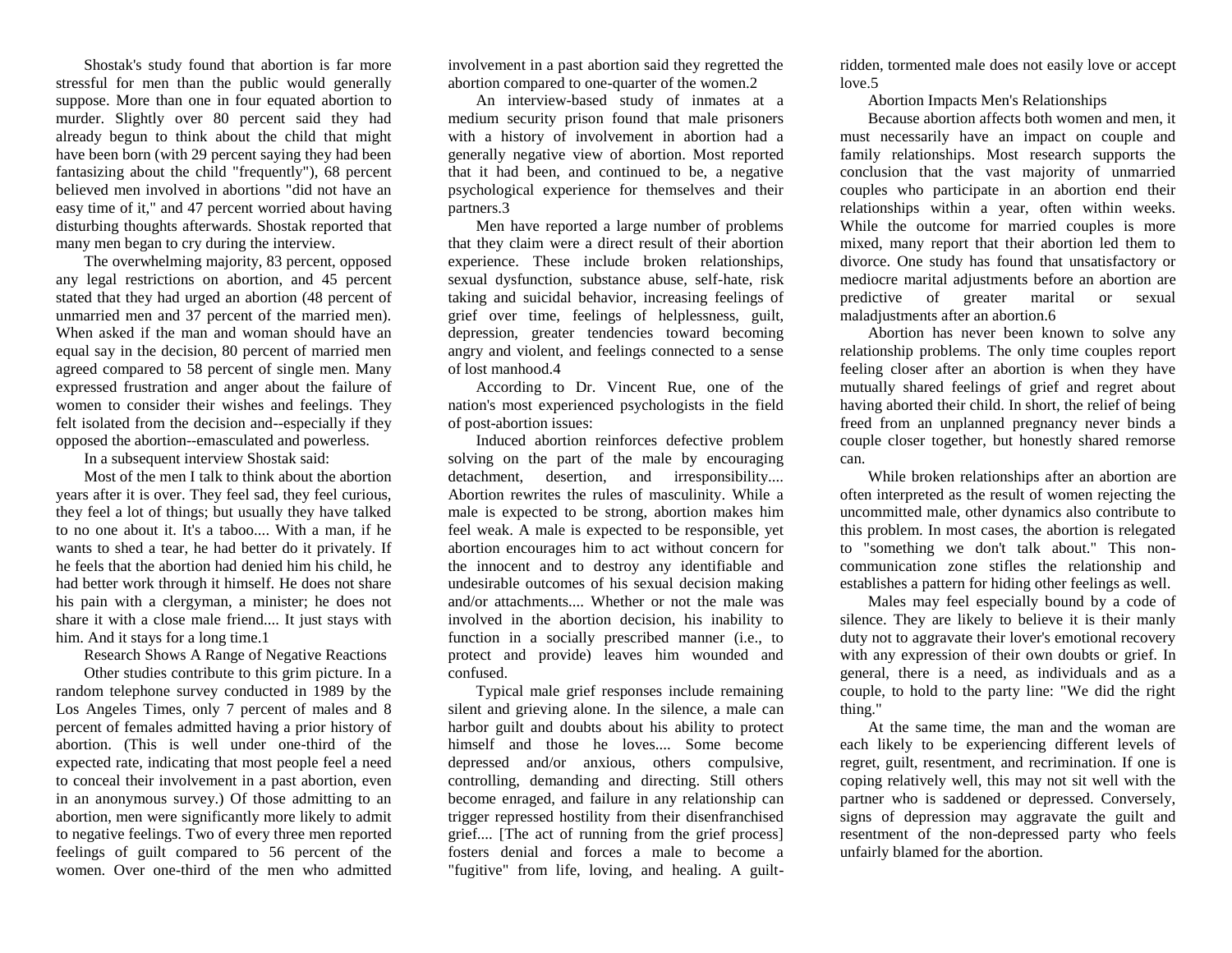Shostak's study found that abortion is far more stressful for men than the public would generally suppose. More than one in four equated abortion to murder. Slightly over 80 percent said they had already begun to think about the child that might have been born (with 29 percent saying they had been fantasizing about the child "frequently"), 68 percent believed men involved in abortions "did not have an easy time of it," and 47 percent worried about having disturbing thoughts afterwards. Shostak reported that many men began to cry during the interview.

The overwhelming majority, 83 percent, opposed any legal restrictions on abortion, and 45 percent stated that they had urged an abortion (48 percent of unmarried men and 37 percent of the married men). When asked if the man and woman should have an equal say in the decision, 80 percent of married men agreed compared to 58 percent of single men. Many expressed frustration and anger about the failure of women to consider their wishes and feelings. They felt isolated from the decision and--especially if they opposed the abortion--emasculated and powerless.

In a subsequent interview Shostak said:

Most of the men I talk to think about the abortion years after it is over. They feel sad, they feel curious, they feel a lot of things; but usually they have talked to no one about it. It's a taboo.... With a man, if he wants to shed a tear, he had better do it privately. If he feels that the abortion had denied him his child, he had better work through it himself. He does not share his pain with a clergyman, a minister; he does not share it with a close male friend.... It just stays with him. And it stays for a long time.[1]

## Research Shows A Range of Negative Reactions

Other studies contribute to this grim picture. In a random telephone survey conducted in 1989 by the Los Angeles Times, only 7 percent of males and 8 percent of females admitted having a prior history of abortion. (This is well under one-third of the expected rate, indicating that most people feel a need to conceal their involvement in a past abortion, even in an anonymous survey.) Of those admitting to an abortion, men were significantly more likely to admit to negative feelings. Two of every three men reported feelings of guilt compared to 56 percent of the women. Over one-third of the men who admitted involvement in a past abortion said they regretted the abortion compared to one-quarter of the women.[2]

An interview-based study of inmates at a medium security prison found that male prisoners with a history of involvement in abortion had a generally negative view of abortion. Most reported that it had been, and continued to be, a negative psychological experience for themselves and their partners.[3]

Men have reported a large number of problems that they claim were a direct result of their abortion experience. These include broken relationships, sexual dysfunction, substance abuse, self-hate, risk taking and suicidal behavior, increasing feelings of grief over time, feelings of helplessness, guilt, depression, greater tendencies toward becoming angry and violent, and feelings connected to a sense of lost manhood.[4]

According to Dr. Vincent Rue, one of the nation's most experienced psychologists in the field of post-abortion issues:

Induced abortion reinforces defective problem solving on the part of the male by encouraging detachment, desertion, and irresponsibility.... Abortion rewrites the rules of masculinity. While a male is expected to be strong, abortion makes him feel weak. A male is expected to be responsible, yet abortion encourages him to act without concern for the innocent and to destroy any identifiable and undesirable outcomes of his sexual decision making and/or attachments.... Whether or not the male was involved in the abortion decision, his inability to function in a socially prescribed manner (i.e., to protect and provide) leaves him wounded and confused.

Typical male grief responses include remaining silent and grieving alone. In the silence, a male can harbor guilt and doubts about his ability to protect himself and those he loves.... Some become depressed and/or anxious, others compulsive, controlling, demanding and directing. Still others become enraged, and failure in any relationship can trigger repressed hostility from their disenfranchised grief.... [The act of running from the grief process] fosters denial and forces a male to become a "fugitive" from life, loving, and healing. A guilt-ridden, tormented male does not easily love or accept love.[5]

## Abortion Impacts Men's Relationships

Because abortion affects both women and men, it must necessarily have an impact on couple and family relationships. Most research supports the conclusion that the vast majority of unmarried couples who participate in an abortion end their relationships within a year, often within weeks. While the outcome for married couples is more mixed, many report that their abortion led them to divorce. One study has found that unsatisfactory or mediocre marital adjustments before an abortion are predictive of greater marital or sexual maladjustments after an abortion.[6]

Abortion has never been known to solve any relationship problems. The only time couples report feeling closer after an abortion is when they have mutually shared feelings of grief and regret about having aborted their child. In short, the relief of being freed from an unplanned pregnancy never binds a couple closer together, but honestly shared remorse can.

While broken relationships after an abortion are often interpreted as the result of women rejecting the uncommitted male, other dynamics also contribute to this problem. In most cases, the abortion is relegated to "something we don't talk about." This non-communication zone stifles the relationship and establishes a pattern for hiding other feelings as well.

Males may feel especially bound by a code of silence. They are likely to believe it is their manly duty not to aggravate their lover's emotional recovery with any expression of their own doubts or grief. In general, there is a need, as individuals and as a couple, to hold to the party line: "We did the right thing."

At the same time, the man and the woman are each likely to be experiencing different levels of regret, guilt, resentment, and recrimination. If one is coping relatively well, this may not sit well with the partner who is saddened or depressed. Conversely, signs of depression may aggravate the guilt and resentment of the non-depressed party who feels unfairly blamed for the abortion.